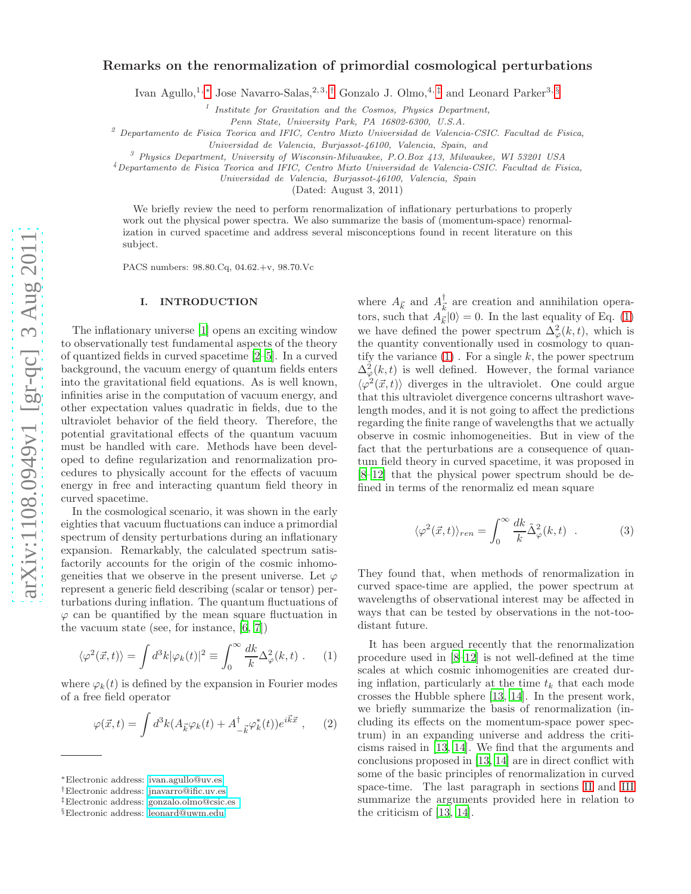# Remarks on the renormalization of primordial cosmological perturbations

Ivan Agullo,[1,*] Jose Navarro-Salas,[2,3,†] Gonzalo J. Olmo,[4,‡] and Leonard Parker[3,§]

[1] *Institute for Gravitation and the Cosmos, Physics Department, Penn State, University Park, PA 16802-6300, U.S.A.*
[2] *Departamento de Fisica Teorica and IFIC, Centro Mixto Universidad de Valencia-CSIC. Facultad de Fisica, Universidad de Valencia, Burjassot-46100, Valencia, Spain, and*
[3] *Physics Department, University of Wisconsin-Milwaukee, P.O.Box 413, Milwaukee, WI 53201 USA*
[4] *Departamento de Fisica Teorica and IFIC, Centro Mixto Universidad de Valencia-CSIC. Facultad de Fisica, Universidad de Valencia, Burjassot-46100, Valencia, Spain*

(Dated: August 3, 2011)

We briefly review the need to perform renormalization of inflationary perturbations to properly work out the physical power spectra. We also summarize the basis of (momentum-space) renormalization in curved spacetime and address several misconceptions found in recent literature on this subject.

PACS numbers: 98.80.Cq, 04.62.+v, 98.70.Vc

## I. INTRODUCTION

The inflationary universe [1] opens an exciting window to observationally test fundamental aspects of the theory of quantized fields in curved spacetime [2–5]. In a curved background, the vacuum energy of quantum fields enters into the gravitational field equations. As is well known, infinities arise in the computation of vacuum energy, and other expectation values quadratic in fields, due to the ultraviolet behavior of the field theory. Therefore, the potential gravitational effects of the quantum vacuum must be handled with care. Methods have been developed to define regularization and renormalization procedures to physically account for the effects of vacuum energy in free and interacting quantum field theory in curved spacetime.

In the cosmological scenario, it was shown in the early eighties that vacuum fluctuations can induce a primordial spectrum of density perturbations during an inflationary expansion. Remarkably, the calculated spectrum satisfactorily accounts for the origin of the cosmic inhomogeneities that we observe in the present universe. Let $\varphi$ represent a generic field describing (scalar or tensor) perturbations during inflation. The quantum fluctuations of $\varphi$ can be quantified by the mean square fluctuation in the vacuum state (see, for instance, [6, 7])

$$\langle \varphi^2(\vec{x},t) \rangle = \int d^3k |\varphi_k(t)|^2 \equiv \int_0^\infty \frac{dk}{k} \Delta^2_\varphi(k,t) \ . \qquad (1)$$

where $\varphi_k(t)$ is defined by the expansion in Fourier modes of a free field operator

$$\varphi(\vec{x},t) = \int d^3k (A_{\vec{k}} \varphi_k(t) + A^\dagger_{-\vec{k}} \varphi^*_k(t)) e^{i\vec{k}\vec{x}} \ , \qquad (2)$$

where $A_{\vec{k}}$ and $A^\dagger_{\vec{k}}$ are creation and annihilation operators, such that $A_{\vec{k}}|0\rangle = 0$. In the last equality of Eq. (1) we have defined the power spectrum $\Delta^2_\varphi(k,t)$, which is the quantity conventionally used in cosmology to quantify the variance (1) . For a single $k$, the power spectrum $\Delta^2_\varphi(k,t)$ is well defined. However, the formal variance $\langle \varphi^2(\vec{x},t) \rangle$ diverges in the ultraviolet. One could argue that this ultraviolet divergence concerns ultrashort wavelength modes, and it is not going to affect the predictions regarding the finite range of wavelengths that we actually observe in cosmic inhomogeneities. But in view of the fact that the perturbations are a consequence of quantum field theory in curved spacetime, it was proposed in [8–12] that the physical power spectrum should be defined in terms of the renormaliz ed mean square

$$\langle \varphi^2(\vec{x},t) \rangle_{ren} = \int_0^\infty \frac{dk}{k} \tilde{\Delta}^2_\varphi(k,t) \ \ . \qquad (3)$$

They found that, when methods of renormalization in curved space-time are applied, the power spectrum at wavelengths of observational interest may be affected in ways that can be tested by observations in the not-too-distant future.

It has been argued recently that the renormalization procedure used in [8–12] is not well-defined at the time scales at which cosmic inhomogenities are created during inflation, particularly at the time $t_k$ that each mode crosses the Hubble sphere [13, 14]. In the present work, we briefly summarize the basis of renormalization (including its effects on the momentum-space power spectrum) in an expanding universe and address the criticisms raised in [13, 14]. We find that the arguments and conclusions proposed in [13, 14] are in direct conflict with some of the basic principles of renormalization in curved space-time. The last paragraph in sections II and III summarize the arguments provided here in relation to the criticism of [13, 14].

*Electronic address: ivan.agullo@uv.es
†Electronic address: jnavarro@ific.uv.es
‡Electronic address: gonzalo.olmo@csic.es
§Electronic address: leonard@uwm.edu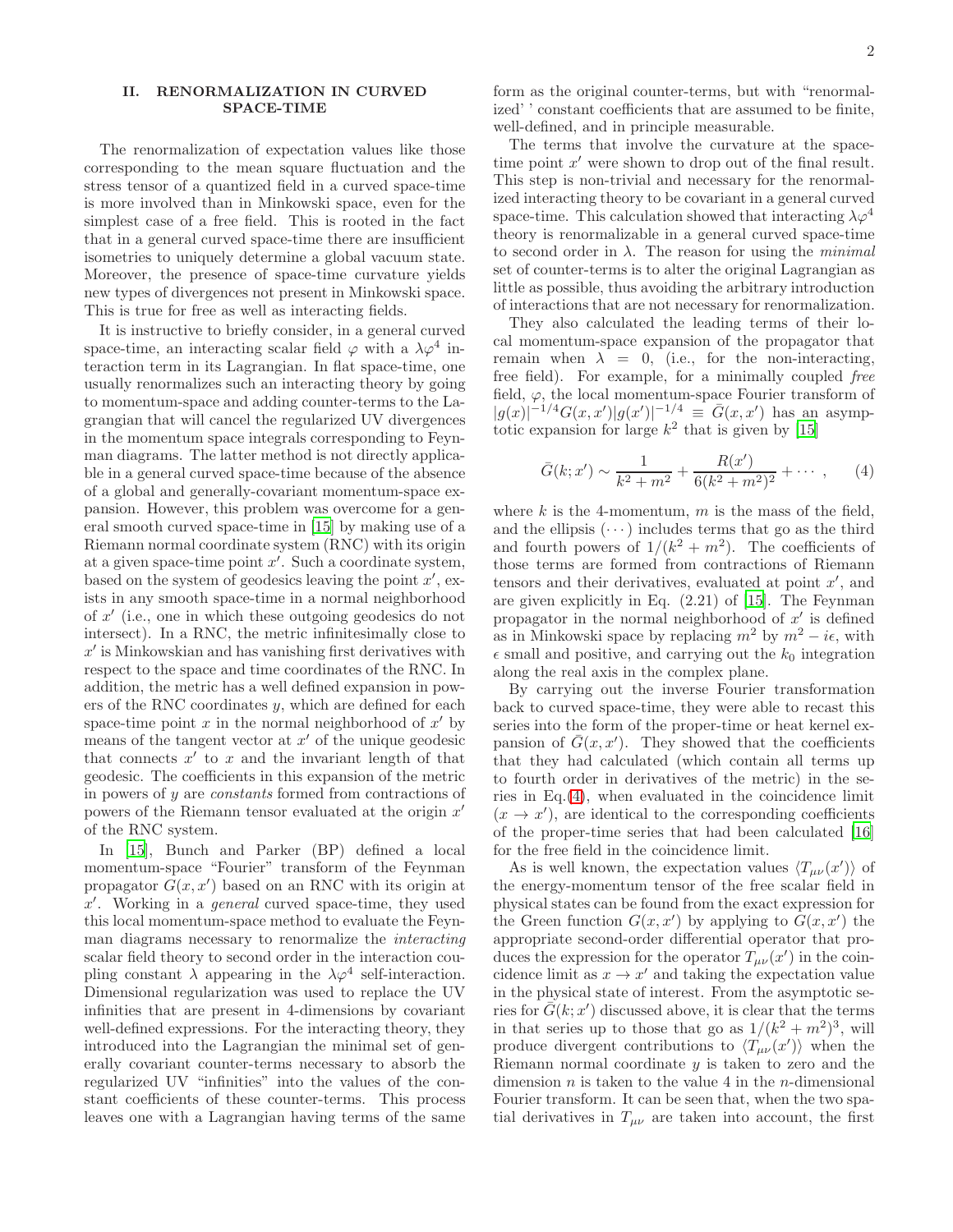## II. RENORMALIZATION IN CURVED SPACE-TIME

The renormalization of expectation values like those corresponding to the mean square fluctuation and the stress tensor of a quantized field in a curved space-time is more involved than in Minkowski space, even for the simplest case of a free field. This is rooted in the fact that in a general curved space-time there are insufficient isometries to uniquely determine a global vacuum state. Moreover, the presence of space-time curvature yields new types of divergences not present in Minkowski space. This is true for free as well as interacting fields.

It is instructive to briefly consider, in a general curved space-time, an interacting scalar field $\varphi$ with a $\lambda\varphi^4$ interaction term in its Lagrangian. In flat space-time, one usually renormalizes such an interacting theory by going to momentum-space and adding counter-terms to the Lagrangian that will cancel the regularized UV divergences in the momentum space integrals corresponding to Feynman diagrams. The latter method is not directly applicable in a general curved space-time because of the absence of a global and generally-covariant momentum-space expansion. However, this problem was overcome for a general smooth curved space-time in [15] by making use of a Riemann normal coordinate system (RNC) with its origin at a given space-time point $x'$. Such a coordinate system, based on the system of geodesics leaving the point $x'$, exists in any smooth space-time in a normal neighborhood of $x'$ (i.e., one in which these outgoing geodesics do not intersect). In a RNC, the metric infinitesimally close to $x'$ is Minkowskian and has vanishing first derivatives with respect to the space and time coordinates of the RNC. In addition, the metric has a well defined expansion in powers of the RNC coordinates $y$, which are defined for each space-time point $x$ in the normal neighborhood of $x'$ by means of the tangent vector at $x'$ of the unique geodesic that connects $x'$ to $x$ and the invariant length of that geodesic. The coefficients in this expansion of the metric in powers of $y$ are *constants* formed from contractions of powers of the Riemann tensor evaluated at the origin $x'$ of the RNC system.

In [15], Bunch and Parker (BP) defined a local momentum-space "Fourier" transform of the Feynman propagator $G(x, x')$ based on an RNC with its origin at $x'$. Working in a *general* curved space-time, they used this local momentum-space method to evaluate the Feynman diagrams necessary to renormalize the *interacting* scalar field theory to second order in the interaction coupling constant $\lambda$ appearing in the $\lambda\varphi^4$ self-interaction. Dimensional regularization was used to replace the UV infinities that are present in 4-dimensions by covariant well-defined expressions. For the interacting theory, they introduced into the Lagrangian the minimal set of generally covariant counter-terms necessary to absorb the regularized UV "infinities" into the values of the constant coefficients of these counter-terms. This process leaves one with a Lagrangian having terms of the same form as the original counter-terms, but with "renormalized' ' constant coefficients that are assumed to be finite, well-defined, and in principle measurable.

The terms that involve the curvature at the space-time point $x'$ were shown to drop out of the final result. This step is non-trivial and necessary for the renormalized interacting theory to be covariant in a general curved space-time. This calculation showed that interacting $\lambda\varphi^4$ theory is renormalizable in a general curved space-time to second order in $\lambda$. The reason for using the *minimal* set of counter-terms is to alter the original Lagrangian as little as possible, thus avoiding the arbitrary introduction of interactions that are not necessary for renormalization.

They also calculated the leading terms of their local momentum-space expansion of the propagator that remain when $\lambda = 0$, (i.e., for the non-interacting, free field). For example, for a minimally coupled *free* field, $\varphi$, the local momentum-space Fourier transform of $|g(x)|^{-1/4}G(x, x')|g(x')|^{-1/4} \equiv \bar{G}(x, x')$ has an asymptotic expansion for large $k^2$ that is given by [15]

$$\bar{G}(k; x') \sim \frac{1}{k^2 + m^2} + \frac{R(x')}{6(k^2 + m^2)^2} + \cdots , \qquad (4)$$

where $k$ is the 4-momentum, $m$ is the mass of the field, and the ellipsis $(\cdots)$ includes terms that go as the third and fourth powers of $1/(k^2 + m^2)$. The coefficients of those terms are formed from contractions of Riemann tensors and their derivatives, evaluated at point $x'$, and are given explicitly in Eq. (2.21) of [15]. The Feynman propagator in the normal neighborhood of $x'$ is defined as in Minkowski space by replacing $m^2$ by $m^2 - i\epsilon$, with $\epsilon$ small and positive, and carrying out the $k_0$ integration along the real axis in the complex plane.

By carrying out the inverse Fourier transformation back to curved space-time, they were able to recast this series into the form of the proper-time or heat kernel expansion of $\bar{G}(x, x')$. They showed that the coefficients that they had calculated (which contain all terms up to fourth order in derivatives of the metric) in the series in Eq.(4), when evaluated in the coincidence limit $(x \to x')$, are identical to the corresponding coefficients of the proper-time series that had been calculated [16] for the free field in the coincidence limit.

As is well known, the expectation values $\langle T_{\mu\nu}(x')\rangle$ of the energy-momentum tensor of the free scalar field in physical states can be found from the exact expression for the Green function $G(x, x')$ by applying to $G(x, x')$ the appropriate second-order differential operator that produces the expression for the operator $T_{\mu\nu}(x')$ in the coincidence limit as $x \to x'$ and taking the expectation value in the physical state of interest. From the asymptotic series for $\bar{G}(k; x')$ discussed above, it is clear that the terms in that series up to those that go as $1/(k^2 + m^2)^3$, will produce divergent contributions to $\langle T_{\mu\nu}(x')\rangle$ when the Riemann normal coordinate $y$ is taken to zero and the dimension $n$ is taken to the value 4 in the $n$-dimensional Fourier transform. It can be seen that, when the two spatial derivatives in $T_{\mu\nu}$ are taken into account, the first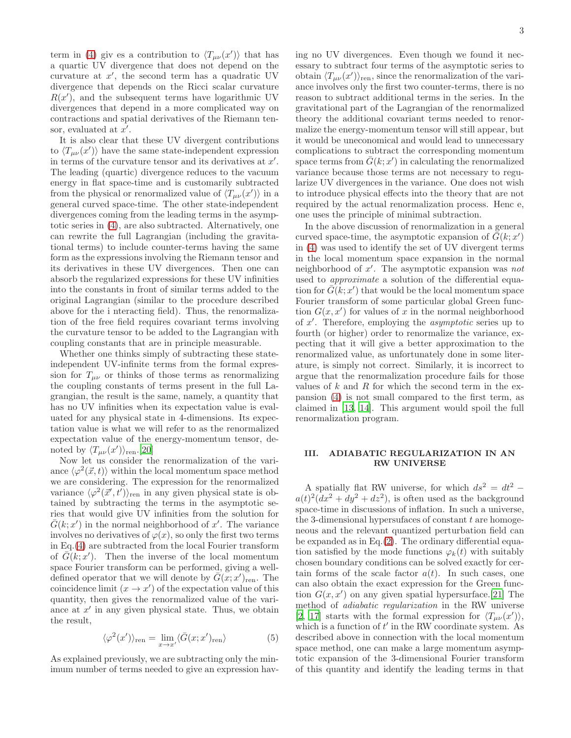term in (4) giv es a contribution to $\langle T_{\mu\nu}(x')\rangle$ that has a quartic UV divergence that does not depend on the curvature at $x'$, the second term has a quadratic UV divergence that depends on the Ricci scalar curvature $R(x')$, and the subsequent terms have logarithmic UV divergences that depend in a more complicated way on contractions and spatial derivatives of the Riemann tensor, evaluated at $x'$.

It is also clear that these UV divergent contributions to $\langle T_{\mu\nu}(x')\rangle$ have the same state-independent expression in terms of the curvature tensor and its derivatives at $x'$. The leading (quartic) divergence reduces to the vacuum energy in flat space-time and is customarily subtracted from the physical or renormalized value of $\langle T_{\mu\nu}(x')\rangle$ in a general curved space-time. The other state-independent divergences coming from the leading terms in the asymptotic series in (4), are also subtracted. Alternatively, one can rewrite the full Lagrangian (including the gravitational terms) to include counter-terms having the same form as the expressions involving the Riemann tensor and its derivatives in these UV divergences. Then one can absorb the regularized expressions for these UV infinities into the constants in front of similar terms added to the original Lagrangian (similar to the procedure described above for the i nteracting field). Thus, the renormalization of the free field requires covariant terms involving the curvature tensor to be added to the Lagrangian with coupling constants that are in principle measurable.

Whether one thinks simply of subtracting these state-independent UV-infinite terms from the formal expression for $T_{\mu\nu}$ or thinks of those terms as renormalizing the coupling constants of terms present in the full Lagrangian, the result is the same, namely, a quantity that has no UV infinities when its expectation value is evaluated for any physical state in 4-dimensions. Its expectation value is what we will refer to as the renormalized expectation value of the energy-momentum tensor, denoted by $\langle T_{\mu\nu}(x')\rangle_{\rm ren}$.[20]

Now let us consider the renormalization of the variance $\langle\varphi^2(\vec{x},t)\rangle$ within the local momentum space method we are considering. The expression for the renormalized variance $\langle\varphi^2(\vec{x}',t')\rangle_{\rm ren}$ in any given physical state is obtained by subtracting the terms in the asymptotic series that would give UV infinities from the solution for $\bar{G}(k;x')$ in the normal neighborhood of $x'$. The variance involves no derivatives of $\varphi(x)$, so only the first two terms in Eq.(4) are subtracted from the local Fourier transform of $\bar{G}(k;x')$. Then the inverse of the local momentum space Fourier transform can be performed, giving a well-defined operator that we will denote by $\bar{G}(x;x')_{\rm ren}$. The coincidence limit $(x\rightarrow x')$ of the expectation value of this quantity, then gives the renormalized value of the variance at $x'$ in any given physical state. Thus, we obtain the result,

$$\langle\varphi^2(x')\rangle_{\rm ren} = \lim_{x\rightarrow x'}\langle\bar{G}(x;x')_{\rm ren}\rangle \qquad (5)$$

As explained previously, we are subtracting only the minimum number of terms needed to give an expression having no UV divergences. Even though we found it necessary to subtract four terms of the asymptotic series to obtain $\langle T_{\mu\nu}(x')\rangle_{\rm ren}$, since the renormalization of the variance involves only the first two counter-terms, there is no reason to subtract additional terms in the series. In the gravitational part of the Lagrangian of the renormalized theory the additional covariant terms needed to renormalize the energy-momentum tensor will still appear, but it would be uneconomical and would lead to unnecessary complications to subtract the corresponding momentum space terms from $\bar{G}(k;x')$ in calculating the renormalized variance because those terms are not necessary to regularize UV divergences in the variance. One does not wish to introduce physical effects into the theory that are not required by the actual renormalization process. Henc e, one uses the principle of minimal subtraction.

In the above discussion of renormalization in a general curved space-time, the asymptotic expansion of $\bar{G}(k;x')$ in (4) was used to identify the set of UV divergent terms in the local momentum space expansion in the normal neighborhood of $x'$. The asymptotic expansion was *not* used to *approximate* a solution of the differential equation for $\bar{G}(k;x')$ that would be the local momentum space Fourier transform of some particular global Green function $G(x,x')$ for values of $x$ in the normal neighborhood of $x'$. Therefore, employing the *asymptotic* series up to fourth (or higher) order to renormalize the variance, expecting that it will give a better approximation to the renormalized value, as unfortunately done in some literature, is simply not correct. Similarly, it is incorrect to argue that the renormalization procedure fails for those values of $k$ and $R$ for which the second term in the expansion (4) is not small compared to the first term, as claimed in [13, 14]. This argument would spoil the full renormalization program.

## III. ADIABATIC REGULARIZATION IN AN RW UNIVERSE

A spatially flat RW universe, for which $ds^2 = dt^2 - a(t)^2(dx^2+dy^2+dz^2)$, is often used as the background space-time in discussions of inflation. In such a universe, the 3-dimensional hypersufaces of constant $t$ are homogeneous and the relevant quantized perturbation field can be expanded as in Eq.(2). The ordinary differential equation satisfied by the mode functions $\varphi_k(t)$ with suitably chosen boundary conditions can be solved exactly for certain forms of the scale factor $a(t)$. In such cases, one can also obtain the exact expression for the Green function $G(x,x')$ on any given spatial hypersurface.[21] The method of *adiabatic regularization* in the RW universe [2, 17] starts with the formal expression for $\langle T_{\mu\nu}(x')\rangle$, which is a function of $t'$ in the RW coordinate system. As described above in connection with the local momentum space method, one can make a large momentum asymptotic expansion of the 3-dimensional Fourier transform of this quantity and identify the leading terms in that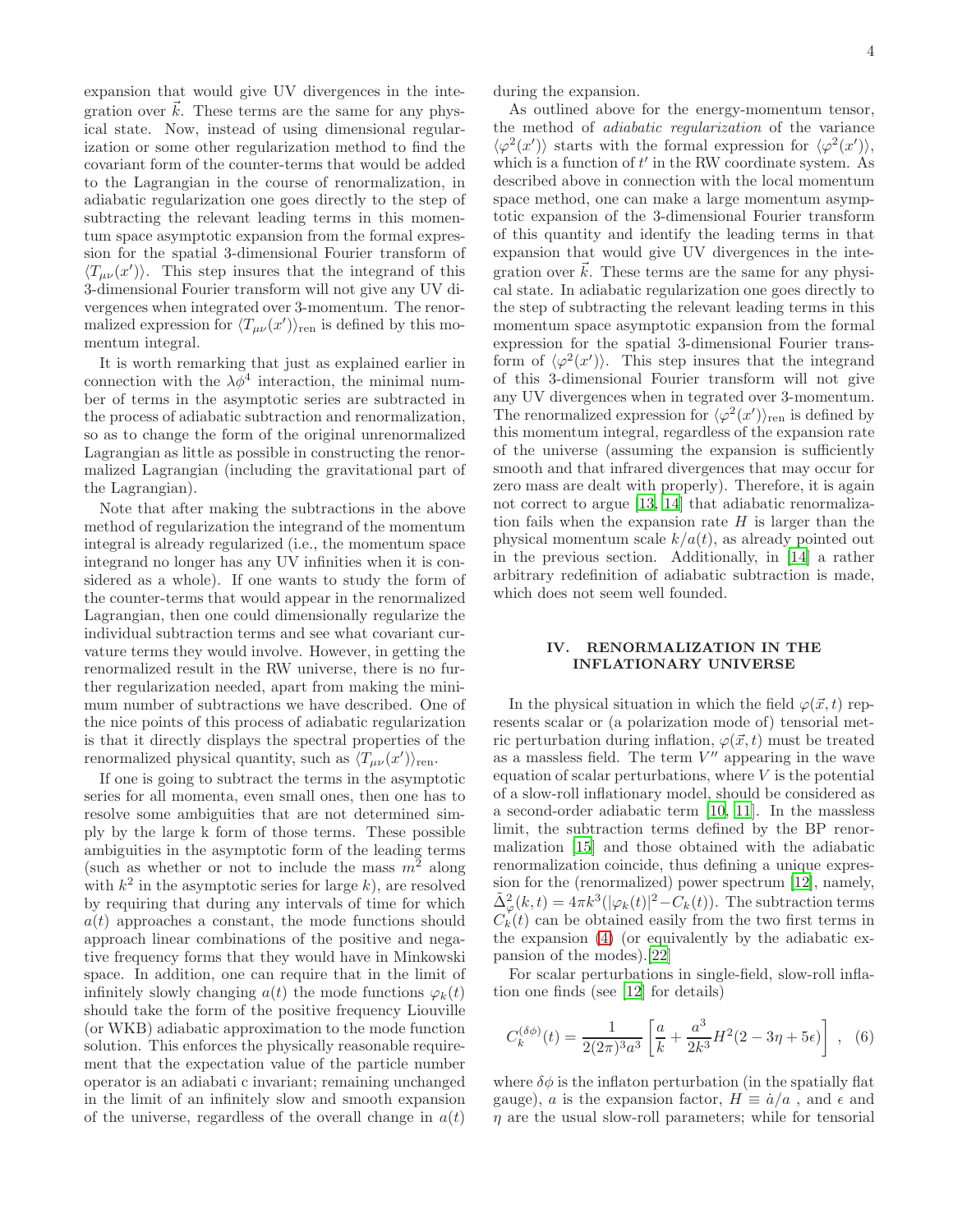expansion that would give UV divergences in the integration over $\vec{k}$. These terms are the same for any physical state. Now, instead of using dimensional regularization or some other regularization method to find the covariant form of the counter-terms that would be added to the Lagrangian in the course of renormalization, in adiabatic regularization one goes directly to the step of subtracting the relevant leading terms in this momentum space asymptotic expansion from the formal expression for the spatial 3-dimensional Fourier transform of $\langle T_{\mu\nu}(x')\rangle$. This step insures that the integrand of this 3-dimensional Fourier transform will not give any UV divergences when integrated over 3-momentum. The renormalized expression for $\langle T_{\mu\nu}(x')\rangle_{\rm ren}$ is defined by this momentum integral.

It is worth remarking that just as explained earlier in connection with the $\lambda\phi^4$ interaction, the minimal number of terms in the asymptotic series are subtracted in the process of adiabatic subtraction and renormalization, so as to change the form of the original unrenormalized Lagrangian as little as possible in constructing the renormalized Lagrangian (including the gravitational part of the Lagrangian).

Note that after making the subtractions in the above method of regularization the integrand of the momentum integral is already regularized (i.e., the momentum space integrand no longer has any UV infinities when it is considered as a whole). If one wants to study the form of the counter-terms that would appear in the renormalized Lagrangian, then one could dimensionally regularize the individual subtraction terms and see what covariant curvature terms they would involve. However, in getting the renormalized result in the RW universe, there is no further regularization needed, apart from making the minimum number of subtractions we have described. One of the nice points of this process of adiabatic regularization is that it directly displays the spectral properties of the renormalized physical quantity, such as $\langle T_{\mu\nu}(x')\rangle_{\rm ren}$.

If one is going to subtract the terms in the asymptotic series for all momenta, even small ones, then one has to resolve some ambiguities that are not determined simply by the large k form of those terms. These possible ambiguities in the asymptotic form of the leading terms (such as whether or not to include the mass $m^2$ along with $k^2$ in the asymptotic series for large $k$), are resolved by requiring that during any intervals of time for which $a(t)$ approaches a constant, the mode functions should approach linear combinations of the positive and negative frequency forms that they would have in Minkowski space. In addition, one can require that in the limit of infinitely slowly changing $a(t)$ the mode functions $\varphi_k(t)$ should take the form of the positive frequency Liouville (or WKB) adiabatic approximation to the mode function solution. This enforces the physically reasonable requirement that the expectation value of the particle number operator is an adiabati c invariant; remaining unchanged in the limit of an infinitely slow and smooth expansion of the universe, regardless of the overall change in $a(t)$ during the expansion.

As outlined above for the energy-momentum tensor, the method of *adiabatic regularization* of the variance $\langle\varphi^2(x')\rangle$ starts with the formal expression for $\langle\varphi^2(x')\rangle$, which is a function of $t'$ in the RW coordinate system. As described above in connection with the local momentum space method, one can make a large momentum asymptotic expansion of the 3-dimensional Fourier transform of this quantity and identify the leading terms in that expansion that would give UV divergences in the integration over $\vec{k}$. These terms are the same for any physical state. In adiabatic regularization one goes directly to the step of subtracting the relevant leading terms in this momentum space asymptotic expansion from the formal expression for the spatial 3-dimensional Fourier transform of $\langle\varphi^2(x')\rangle$. This step insures that the integrand of this 3-dimensional Fourier transform will not give any UV divergences when in tegrated over 3-momentum. The renormalized expression for $\langle\varphi^2(x')\rangle_{\rm ren}$ is defined by this momentum integral, regardless of the expansion rate of the universe (assuming the expansion is sufficiently smooth and that infrared divergences that may occur for zero mass are dealt with properly). Therefore, it is again not correct to argue [13, 14] that adiabatic renormalization fails when the expansion rate $H$ is larger than the physical momentum scale $k/a(t)$, as already pointed out in the previous section. Additionally, in [14] a rather arbitrary redefinition of adiabatic subtraction is made, which does not seem well founded.

## IV. RENORMALIZATION IN THE INFLATIONARY UNIVERSE

In the physical situation in which the field $\varphi(\vec{x},t)$ represents scalar or (a polarization mode of) tensorial metric perturbation during inflation, $\varphi(\vec{x},t)$ must be treated as a massless field. The term $V''$ appearing in the wave equation of scalar perturbations, where $V$ is the potential of a slow-roll inflationary model, should be considered as a second-order adiabatic term [10, 11]. In the massless limit, the subtraction terms defined by the BP renormalization [15] and those obtained with the adiabatic renormalization coincide, thus defining a unique expression for the (renormalized) power spectrum [12], namely, $\tilde{\Delta}^2_\varphi(k,t) = 4\pi k^3(|\varphi_k(t)|^2 - C_k(t))$. The subtraction terms $C_k(t)$ can be obtained easily from the two first terms in the expansion (4) (or equivalently by the adiabatic expansion of the modes).[22]

For scalar perturbations in single-field, slow-roll inflation one finds (see [12] for details)

$$C_k^{(\delta\phi)}(t) = \frac{1}{2(2\pi)^3 a^3}\left[\frac{a}{k} + \frac{a^3}{2k^3}H^2(2 - 3\eta + 5\epsilon)\right] \ , \quad (6)$$

where $\delta\phi$ is the inflaton perturbation (in the spatially flat gauge), $a$ is the expansion factor, $H \equiv \dot{a}/a$ , and $\epsilon$ and $\eta$ are the usual slow-roll parameters; while for tensorial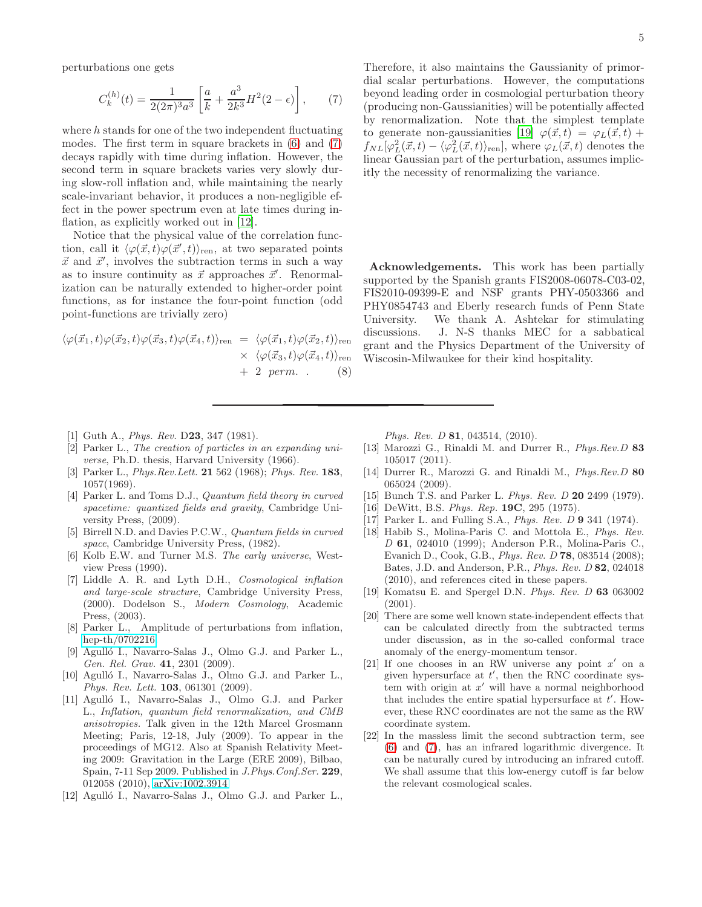perturbations one gets

$$C_k^{(h)}(t) = \frac{1}{2(2\pi)^3 a^3}\left[\frac{a}{k} + \frac{a^3}{2k^3}H^2(2-\epsilon)\right], \qquad (7)$$

where $h$ stands for one of the two independent fluctuating modes. The first term in square brackets in (6) and (7) decays rapidly with time during inflation. However, the second term in square brackets varies very slowly during slow-roll inflation and, while maintaining the nearly scale-invariant behavior, it produces a non-negligible effect in the power spectrum even at late times during inflation, as explicitly worked out in [12].

Notice that the physical value of the correlation function, call it $\langle\varphi(\vec{x},t)\varphi(\vec{x}',t)\rangle_{\rm ren}$, at two separated points $\vec{x}$ and $\vec{x}'$, involves the subtraction terms in such a way as to insure continuity as $\vec{x}$ approaches $\vec{x}'$. Renormalization can be naturally extended to higher-order point functions, as for instance the four-point function (odd point-functions are trivially zero)

$$\begin{aligned}\langle\varphi(\vec{x}_1,t)\varphi(\vec{x}_2,t)\varphi(\vec{x}_3,t)\varphi(\vec{x}_4,t)\rangle_{\rm ren} &= \langle\varphi(\vec{x}_1,t)\varphi(\vec{x}_2,t)\rangle_{\rm ren} \\ &\times \langle\varphi(\vec{x}_3,t)\varphi(\vec{x}_4,t)\rangle_{\rm ren} \\ &+ 2 \ perm. \ . \end{aligned} \qquad (8)$$

Therefore, it also maintains the Gaussianity of primordial scalar perturbations. However, the computations beyond leading order in cosmologial perturbation theory (producing non-Gaussianities) will be potentially affected by renormalization. Note that the simplest template to generate non-gaussianities [19] $\varphi(\vec{x},t) = \varphi_L(\vec{x},t) + f_{NL}[\varphi_L^2(\vec{x},t) - \langle\varphi_L^2(\vec{x},t)\rangle_{\rm ren}]$, where $\varphi_L(\vec{x},t)$ denotes the linear Gaussian part of the perturbation, assumes implicitly the necessity of renormalizing the variance.

**Acknowledgements.** This work has been partially supported by the Spanish grants FIS2008-06078-C03-02, FIS2010-09399-E and NSF grants PHY-0503366 and PHY0854743 and Eberly research funds of Penn State University. We thank A. Ashtekar for stimulating discussions. J. N-S thanks MEC for a sabbatical grant and the Physics Department of the University of Wiscosin-Milwaukee for their kind hospitality.

---

[1] Guth A., *Phys. Rev.* D**23**, 347 (1981).

[2] Parker L., *The creation of particles in an expanding universe*, Ph.D. thesis, Harvard University (1966).

[3] Parker L., *Phys.Rev.Lett.* **21** 562 (1968); *Phys. Rev.* **183**, 1057(1969).

[4] Parker L. and Toms D.J., *Quantum field theory in curved spacetime: quantized fields and gravity*, Cambridge University Press, (2009).

[5] Birrell N.D. and Davies P.C.W., *Quantum fields in curved space*, Cambridge University Press, (1982).

[6] Kolb E.W. and Turner M.S. *The early universe*, Westview Press (1990).

[7] Liddle A. R. and Lyth D.H., *Cosmological inflation and large-scale structure*, Cambridge University Press, (2000). Dodelson S., *Modern Cosmology*, Academic Press, (2003).

[8] Parker L., Amplitude of perturbations from inflation, hep-th/0702216

[9] Agulló I., Navarro-Salas J., Olmo G.J. and Parker L., *Gen. Rel. Grav.* **41**, 2301 (2009).

[10] Agulló I., Navarro-Salas J., Olmo G.J. and Parker L., *Phys. Rev. Lett.* **103**, 061301 (2009).

[11] Agulló I., Navarro-Salas J., Olmo G.J. and Parker L., *Inflation, quantum field renormalization, and CMB anisotropies.* Talk given in the 12th Marcel Grosmann Meeting; Paris, 12-18, July (2009). To appear in the proceedings of MG12. Also at Spanish Relativity Meeting 2009: Gravitation in the Large (ERE 2009), Bilbao, Spain, 7-11 Sep 2009. Published in *J.Phys.Conf.Ser.* **229**, 012058 (2010), arXiv:1002.3914

[12] Agulló I., Navarro-Salas J., Olmo G.J. and Parker L., *Phys. Rev. D* **81**, 043514, (2010).

[13] Marozzi G., Rinaldi M. and Durrer R., *Phys.Rev.D* **83** 105017 (2011).

[14] Durrer R., Marozzi G. and Rinaldi M., *Phys.Rev.D* **80** 065024 (2009).

[15] Bunch T.S. and Parker L. *Phys. Rev. D* **20** 2499 (1979).

[16] DeWitt, B.S. *Phys. Rep.* **19C**, 295 (1975).

[17] Parker L. and Fulling S.A., *Phys. Rev. D* **9** 341 (1974).

[18] Habib S., Molina-Paris C. and Mottola E., *Phys. Rev. D* **61**, 024010 (1999); Anderson P.R., Molina-Paris C., Evanich D., Cook, G.B., *Phys. Rev. D* **78**, 083514 (2008); Bates, J.D. and Anderson, P.R., *Phys. Rev. D* **82**, 024018 (2010), and references cited in these papers.

[19] Komatsu E. and Spergel D.N. *Phys. Rev. D* **63** 063002 (2001).

[20] There are some well known state-independent effects that can be calculated directly from the subtracted terms under discussion, as in the so-called conformal trace anomaly of the energy-momentum tensor.

[21] If one chooses in an RW universe any point $x'$ on a given hypersurface at $t'$, then the RNC coordinate system with origin at $x'$ will have a normal neighborhood that includes the entire spatial hypersurface at $t'$. However, these RNC coordinates are not the same as the RW coordinate system.

[22] In the massless limit the second subtraction term, see (6) and (7), has an infrared logarithmic divergence. It can be naturally cured by introducing an infrared cutoff. We shall assume that this low-energy cutoff is far below the relevant cosmological scales.